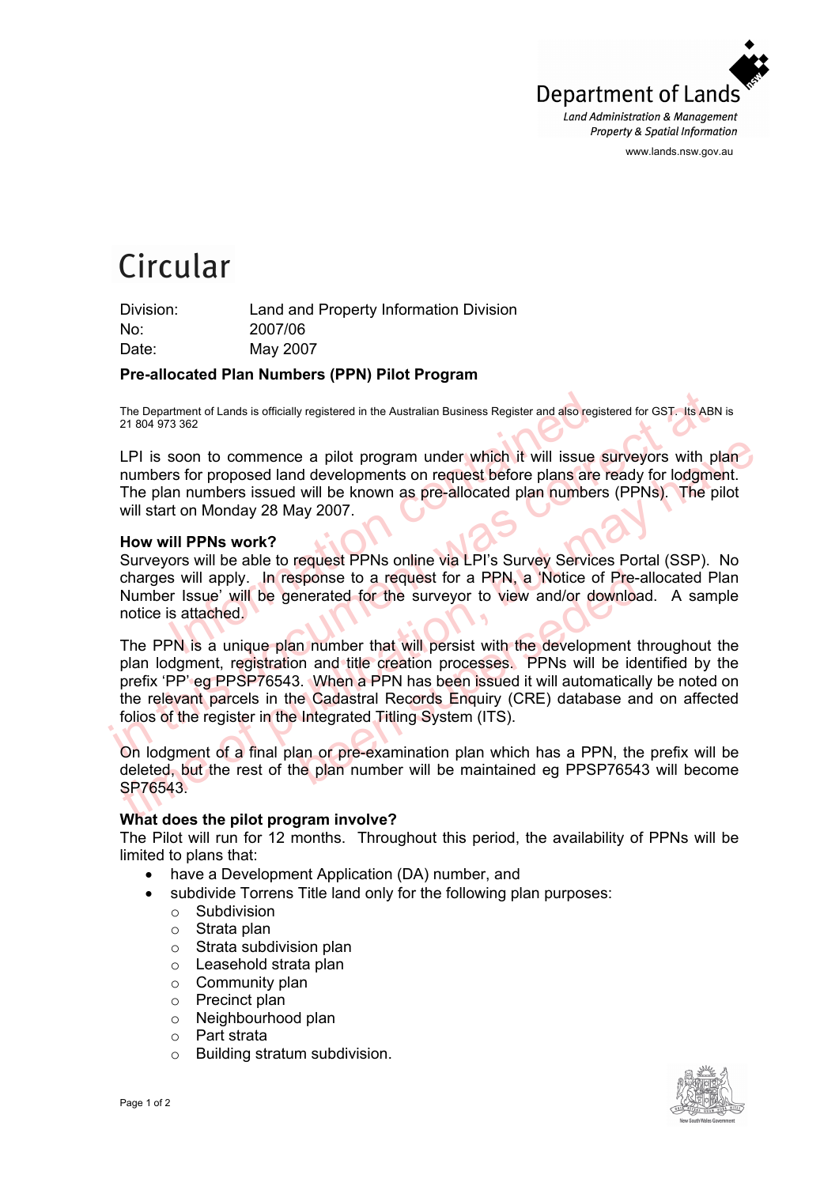Department of Lands
*Land Administration & Management*
*Property & Spatial Information*
www.lands.nsw.gov.au

# Circular

Division: Land and Property Information Division
No: 2007/06
Date: May 2007

**Pre-allocated Plan Numbers (PPN) Pilot Program**

The Department of Lands is officially registered in the Australian Business Register and also registered for GST. Its ABN is 21 804 973 362

LPI is soon to commence a pilot program under which it will issue surveyors with plan numbers for proposed land developments on request before plans are ready for lodgment. The plan numbers issued will be known as pre-allocated plan numbers (PPNs). The pilot will start on Monday 28 May 2007.

**How will PPNs work?**

Surveyors will be able to request PPNs online via LPI's Survey Services Portal (SSP). No charges will apply. In response to a request for a PPN, a 'Notice of Pre-allocated Plan Number Issue' will be generated for the surveyor to view and/or download. A sample notice is attached.

The PPN is a unique plan number that will persist with the development throughout the plan lodgment, registration and title creation processes. PPNs will be identified by the prefix 'PP' eg PPSP76543. When a PPN has been issued it will automatically be noted on the relevant parcels in the Cadastral Records Enquiry (CRE) database and on affected folios of the register in the Integrated Titling System (ITS).

On lodgment of a final plan or pre-examination plan which has a PPN, the prefix will be deleted, but the rest of the plan number will be maintained eg PPSP76543 will become SP76543.

**What does the pilot program involve?**

The Pilot will run for 12 months. Throughout this period, the availability of PPNs will be limited to plans that:

- have a Development Application (DA) number, and
- subdivide Torrens Title land only for the following plan purposes:
  - Subdivision
  - Strata plan
  - Strata subdivision plan
  - Leasehold strata plan
  - Community plan
  - Precinct plan
  - Neighbourhood plan
  - Part strata
  - Building stratum subdivision.

Information contained in this document was correct at time of publication, but may have been superseded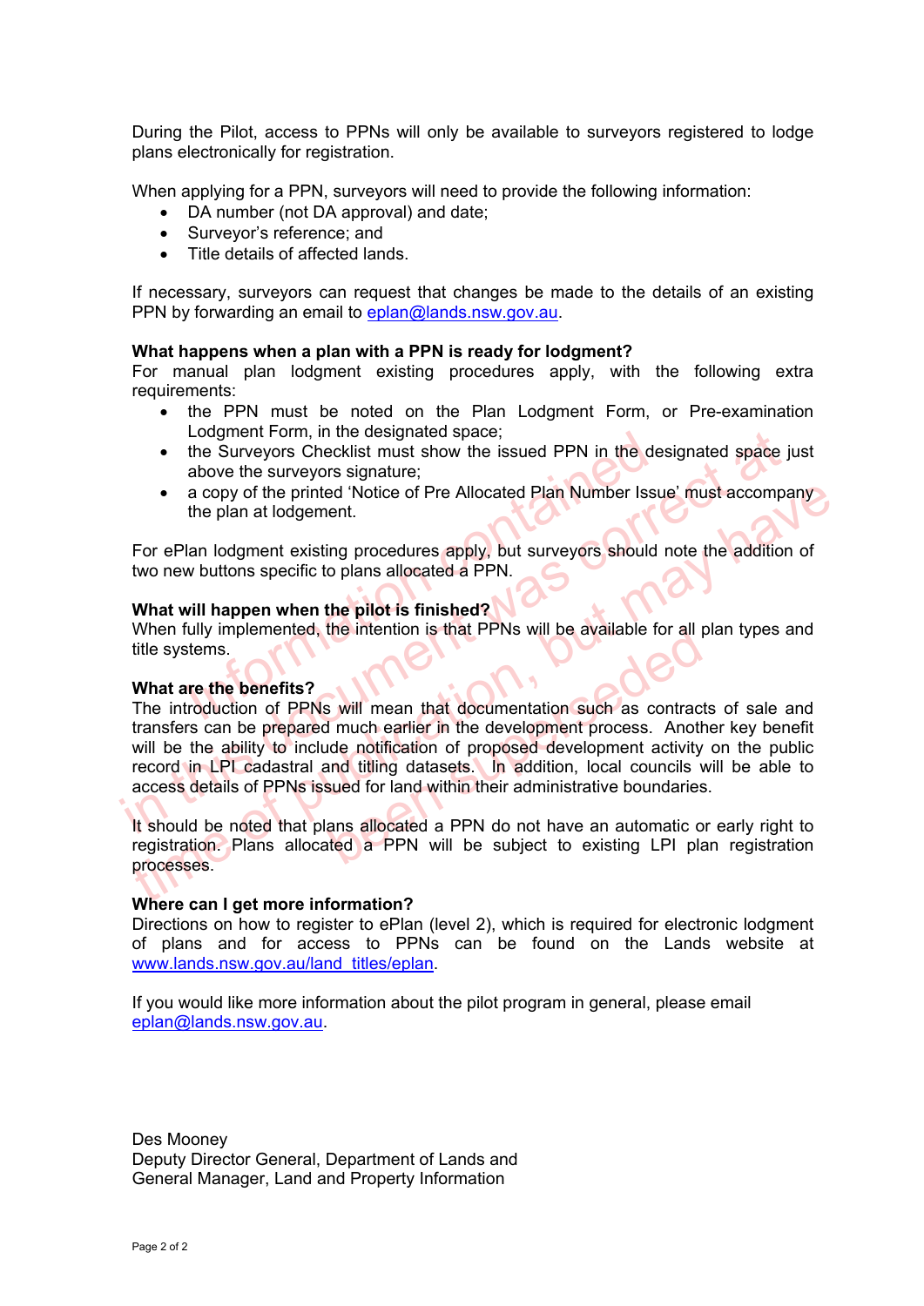During the Pilot, access to PPNs will only be available to surveyors registered to lodge plans electronically for registration.

When applying for a PPN, surveyors will need to provide the following information:

- DA number (not DA approval) and date;
- Surveyor's reference; and
- Title details of affected lands.

If necessary, surveyors can request that changes be made to the details of an existing PPN by forwarding an email to eplan@lands.nsw.gov.au.

**What happens when a plan with a PPN is ready for lodgment?**
For manual plan lodgment existing procedures apply, with the following extra requirements:

- the PPN must be noted on the Plan Lodgment Form, or Pre-examination Lodgment Form, in the designated space;
- the Surveyors Checklist must show the issued PPN in the designated space just above the surveyors signature;
- a copy of the printed 'Notice of Pre Allocated Plan Number Issue' must accompany the plan at lodgement.

For ePlan lodgment existing procedures apply, but surveyors should note the addition of two new buttons specific to plans allocated a PPN.

**What will happen when the pilot is finished?**
When fully implemented, the intention is that PPNs will be available for all plan types and title systems.

**What are the benefits?**
The introduction of PPNs will mean that documentation such as contracts of sale and transfers can be prepared much earlier in the development process. Another key benefit will be the ability to include notification of proposed development activity on the public record in LPI cadastral and titling datasets. In addition, local councils will be able to access details of PPNs issued for land within their administrative boundaries.

It should be noted that plans allocated a PPN do not have an automatic or early right to registration. Plans allocated a PPN will be subject to existing LPI plan registration processes.

**Where can I get more information?**
Directions on how to register to ePlan (level 2), which is required for electronic lodgment of plans and for access to PPNs can be found on the Lands website at www.lands.nsw.gov.au/land_titles/eplan.

If you would like more information about the pilot program in general, please email eplan@lands.nsw.gov.au.

Des Mooney
Deputy Director General, Department of Lands and
General Manager, Land and Property Information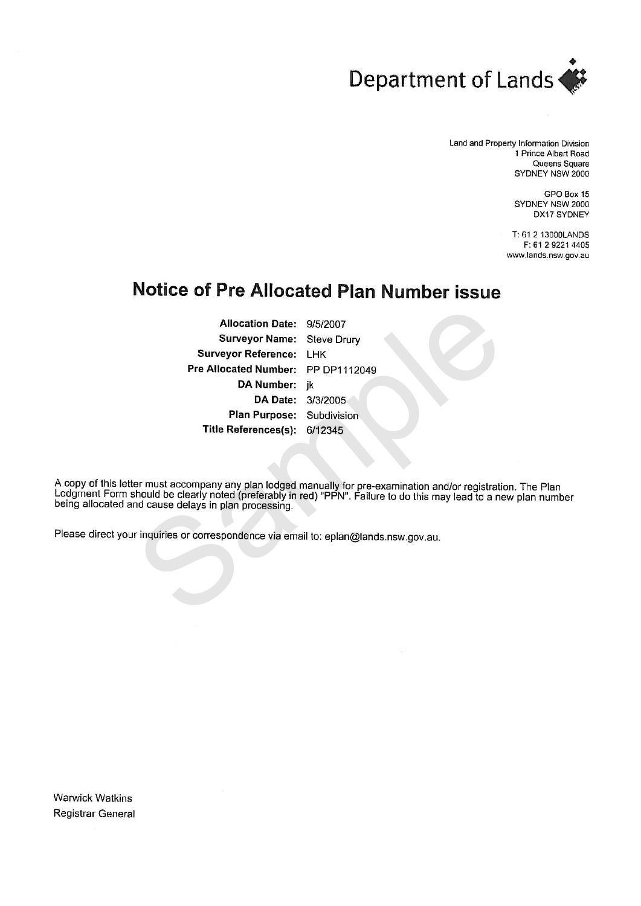Department of Lands

Land and Property Information Division
1 Prince Albert Road
Queens Square
SYDNEY NSW 2000

GPO Box 15
SYDNEY NSW 2000
DX17 SYDNEY

T: 61 2 13000LANDS
F: 61 2 9221 4405
www.lands.nsw.gov.au

# Notice of Pre Allocated Plan Number issue

| | |
|---|---|
| **Allocation Date:** | 9/5/2007 |
| **Surveyor Name:** | Steve Drury |
| **Surveyor Reference:** | LHK |
| **Pre Allocated Number:** | PP DP1112049 |
| **DA Number:** | jk |
| **DA Date:** | 3/3/2005 |
| **Plan Purpose:** | Subdivision |
| **Title References(s):** | 6/12345 |

A copy of this letter must accompany any plan lodged manually for pre-examination and/or registration. The Plan Lodgment Form should be clearly noted (preferably in red) "PPN". Failure to do this may lead to a new plan number being allocated and cause delays in plan processing.

Please direct your inquiries or correspondence via email to: eplan@lands.nsw.gov.au.

Warwick Watkins
Registrar General